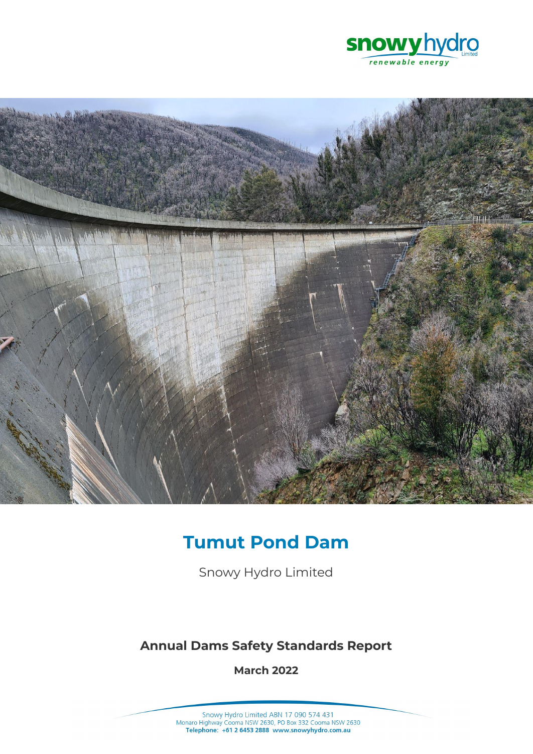snowy hydro Limited
*renewable energy*

# Tumut Pond Dam

Snowy Hydro Limited

## Annual Dams Safety Standards Report

**March 2022**

Snowy Hydro Limited ABN 17 090 574 431
Monaro Highway Cooma NSW 2630, PO Box 332 Cooma NSW 2630
**Telephone: +61 2 6453 2888 www.snowyhydro.com.au**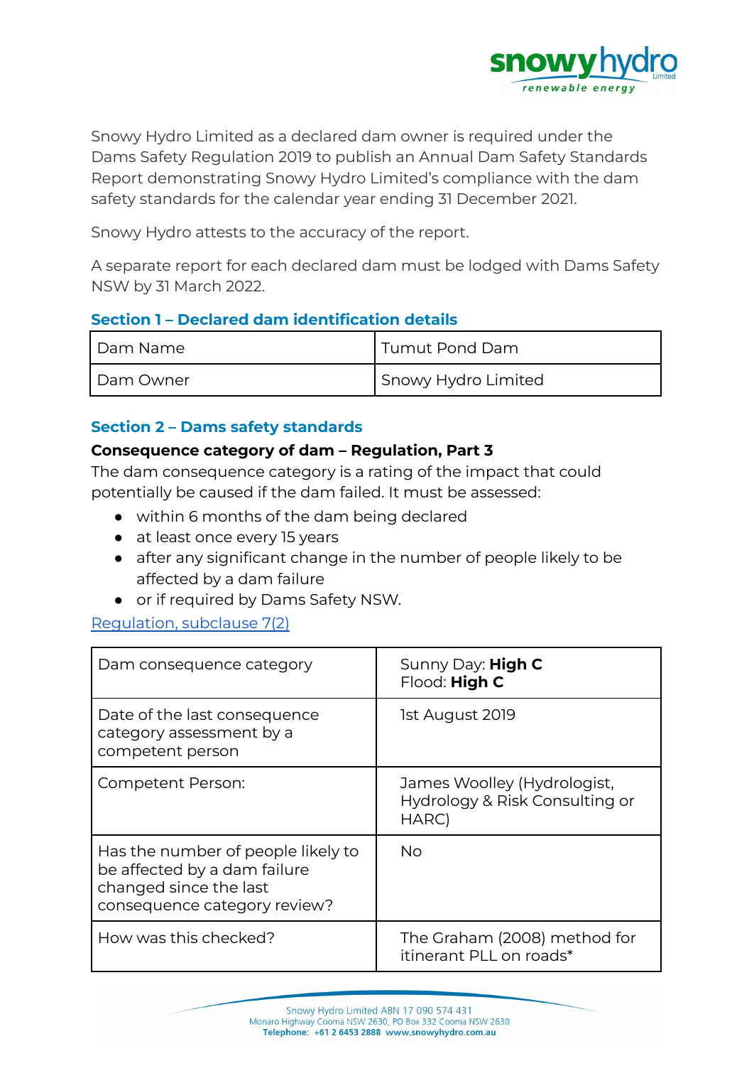Snowy Hydro Limited as a declared dam owner is required under the Dams Safety Regulation 2019 to publish an Annual Dam Safety Standards Report demonstrating Snowy Hydro Limited's compliance with the dam safety standards for the calendar year ending 31 December 2021.

Snowy Hydro attests to the accuracy of the report.

A separate report for each declared dam must be lodged with Dams Safety NSW by 31 March 2022.

## Section 1 – Declared dam identification details

| Dam Name | Tumut Pond Dam |
|---|---|
| Dam Owner | Snowy Hydro Limited |

## Section 2 – Dams safety standards

**Consequence category of dam – Regulation, Part 3**

The dam consequence category is a rating of the impact that could potentially be caused if the dam failed. It must be assessed:

- within 6 months of the dam being declared
- at least once every 15 years
- after any significant change in the number of people likely to be affected by a dam failure
- or if required by Dams Safety NSW.

Regulation, subclause 7(2)

| Dam consequence category | Sunny Day: **High C**<br>Flood: **High C** |
|---|---|
| Date of the last consequence category assessment by a competent person | 1st August 2019 |
| Competent Person: | James Woolley (Hydrologist, Hydrology & Risk Consulting or HARC) |
| Has the number of people likely to be affected by a dam failure changed since the last consequence category review? | No |
| How was this checked? | The Graham (2008) method for itinerant PLL on roads* |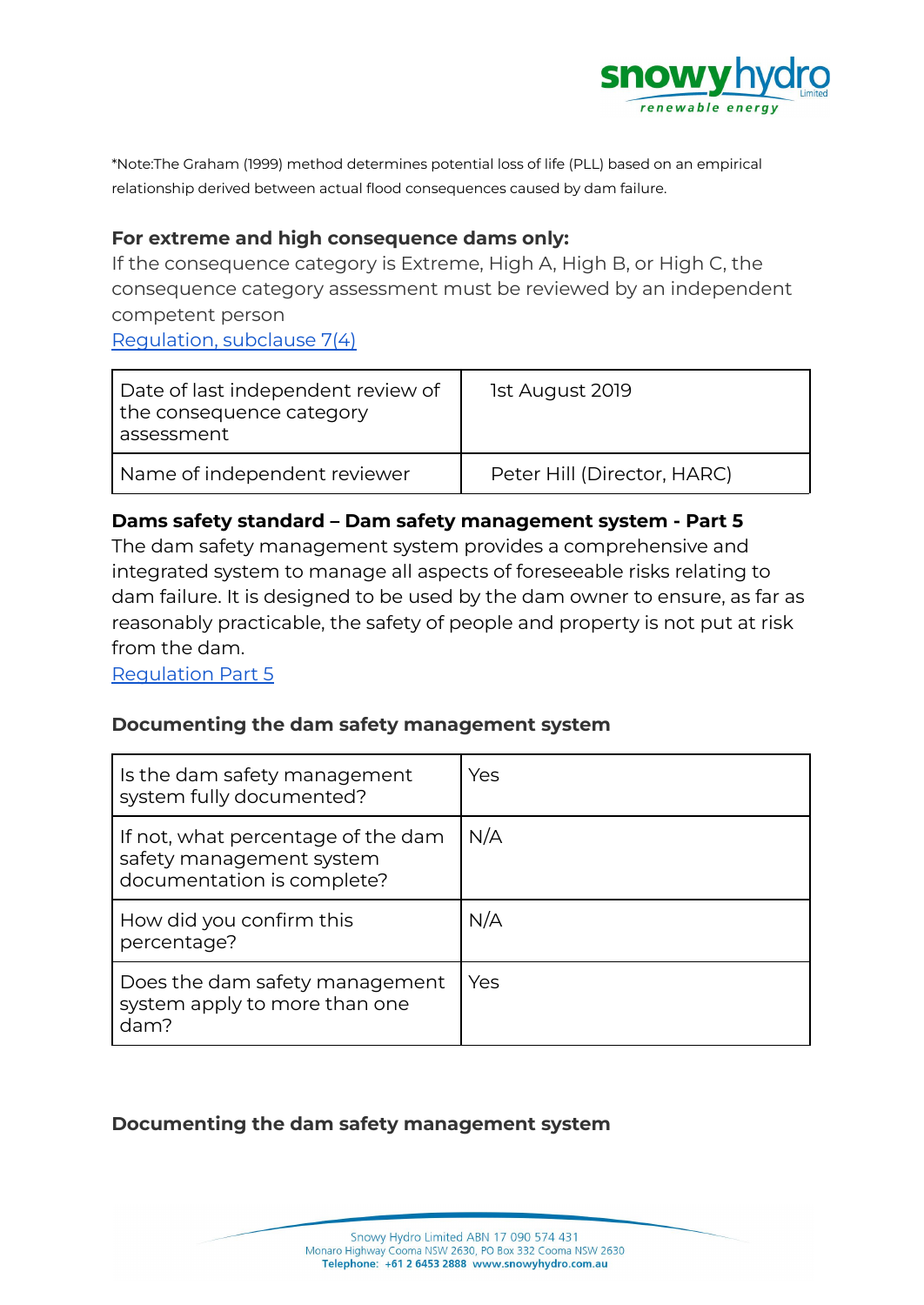*Note:The Graham (1999) method determines potential loss of life (PLL) based on an empirical relationship derived between actual flood consequences caused by dam failure.

**For extreme and high consequence dams only:**

If the consequence category is Extreme, High A, High B, or High C, the consequence category assessment must be reviewed by an independent competent person

Regulation, subclause 7(4)

| Date of last independent review of the consequence category assessment | 1st August 2019 |
|---|---|
| Name of independent reviewer | Peter Hill (Director, HARC) |

**Dams safety standard – Dam safety management system - Part 5**

The dam safety management system provides a comprehensive and integrated system to manage all aspects of foreseeable risks relating to dam failure. It is designed to be used by the dam owner to ensure, as far as reasonably practicable, the safety of people and property is not put at risk from the dam.

Regulation Part 5

### Documenting the dam safety management system

| Is the dam safety management system fully documented? | Yes |
|---|---|
| If not, what percentage of the dam safety management system documentation is complete? | N/A |
| How did you confirm this percentage? | N/A |
| Does the dam safety management system apply to more than one dam? | Yes |

### Documenting the dam safety management system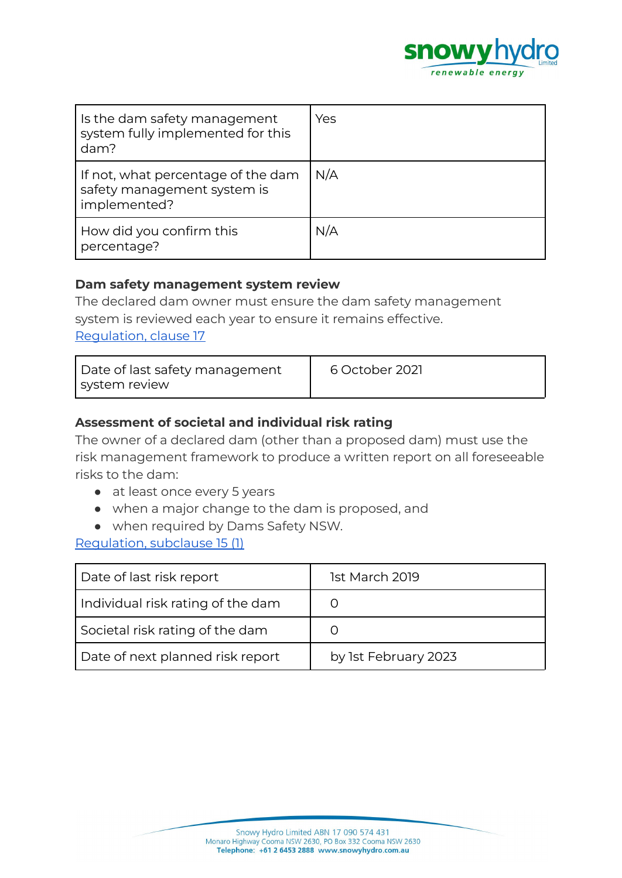| Is the dam safety management system fully implemented for this dam? | Yes |
| --- | --- |
| If not, what percentage of the dam safety management system is implemented? | N/A |
| How did you confirm this percentage? | N/A |

**Dam safety management system review**

The declared dam owner must ensure the dam safety management system is reviewed each year to ensure it remains effective.
Regulation, clause 17

| Date of last safety management system review | 6 October 2021 |
| --- | --- |

**Assessment of societal and individual risk rating**

The owner of a declared dam (other than a proposed dam) must use the risk management framework to produce a written report on all foreseeable risks to the dam:

- at least once every 5 years
- when a major change to the dam is proposed, and
- when required by Dams Safety NSW.

Regulation, subclause 15 (1)

| Date of last risk report | 1st March 2019 |
| --- | --- |
| Individual risk rating of the dam | 0 |
| Societal risk rating of the dam | 0 |
| Date of next planned risk report | by 1st February 2023 |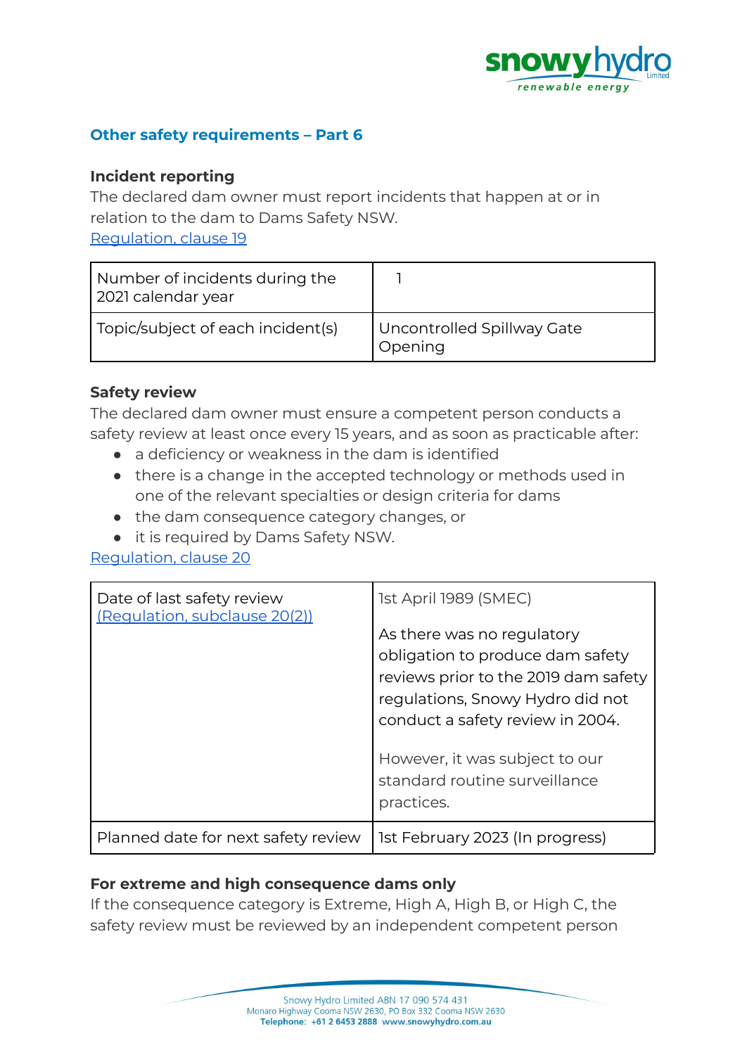## Other safety requirements – Part 6

### Incident reporting

The declared dam owner must report incidents that happen at or in relation to the dam to Dams Safety NSW.
[Regulation, clause 19]

| Number of incidents during the 2021 calendar year | 1 |
|---|---|
| Topic/subject of each incident(s) | Uncontrolled Spillway Gate Opening |

### Safety review

The declared dam owner must ensure a competent person conducts a safety review at least once every 15 years, and as soon as practicable after:

- a deficiency or weakness in the dam is identified
- there is a change in the accepted technology or methods used in one of the relevant specialties or design criteria for dams
- the dam consequence category changes, or
- it is required by Dams Safety NSW.

[Regulation, clause 20]

| Date of last safety review [(Regulation, subclause 20(2))] | 1st April 1989 (SMEC)<br><br>As there was no regulatory obligation to produce dam safety reviews prior to the 2019 dam safety regulations, Snowy Hydro did not conduct a safety review in 2004.<br><br>However, it was subject to our standard routine surveillance practices. |
|---|---|
| Planned date for next safety review | 1st February 2023 (In progress) |

### For extreme and high consequence dams only

If the consequence category is Extreme, High A, High B, or High C, the safety review must be reviewed by an independent competent person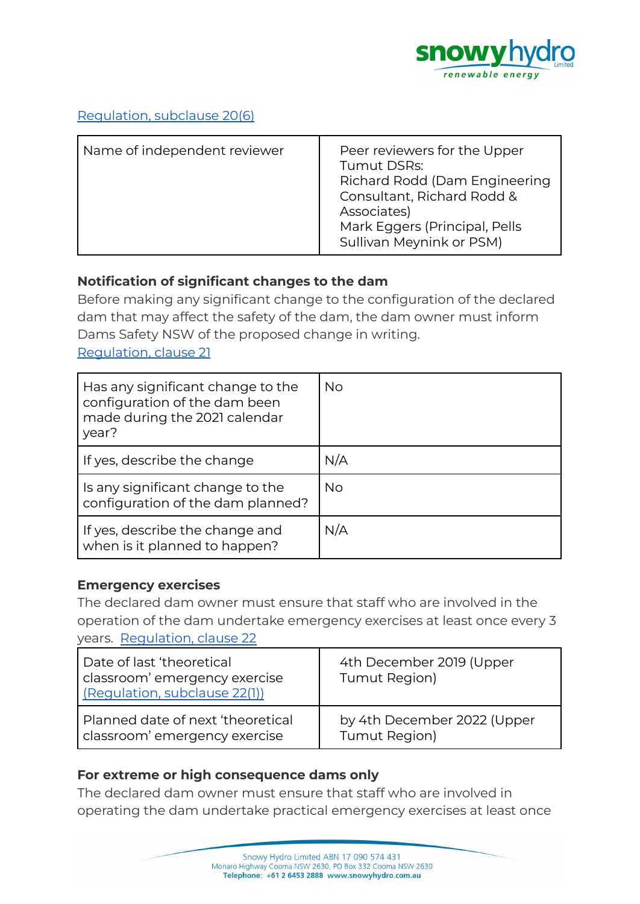Regulation, subclause 20(6)

| Name of independent reviewer | Peer reviewers for the Upper Tumut DSRs: Richard Rodd (Dam Engineering Consultant, Richard Rodd & Associates) Mark Eggers (Principal, Pells Sullivan Meynink or PSM) |
|---|---|

**Notification of significant changes to the dam**

Before making any significant change to the configuration of the declared dam that may affect the safety of the dam, the dam owner must inform Dams Safety NSW of the proposed change in writing.
Regulation, clause 21

| Has any significant change to the configuration of the dam been made during the 2021 calendar year? | No |
|---|---|
| If yes, describe the change | N/A |
| Is any significant change to the configuration of the dam planned? | No |
| If yes, describe the change and when is it planned to happen? | N/A |

**Emergency exercises**

The declared dam owner must ensure that staff who are involved in the operation of the dam undertake emergency exercises at least once every 3 years. Regulation, clause 22

| Date of last 'theoretical classroom' emergency exercise (Regulation, subclause 22(1)) | 4th December 2019 (Upper Tumut Region) |
|---|---|
| Planned date of next 'theoretical classroom' emergency exercise | by 4th December 2022 (Upper Tumut Region) |

**For extreme or high consequence dams only**

The declared dam owner must ensure that staff who are involved in operating the dam undertake practical emergency exercises at least once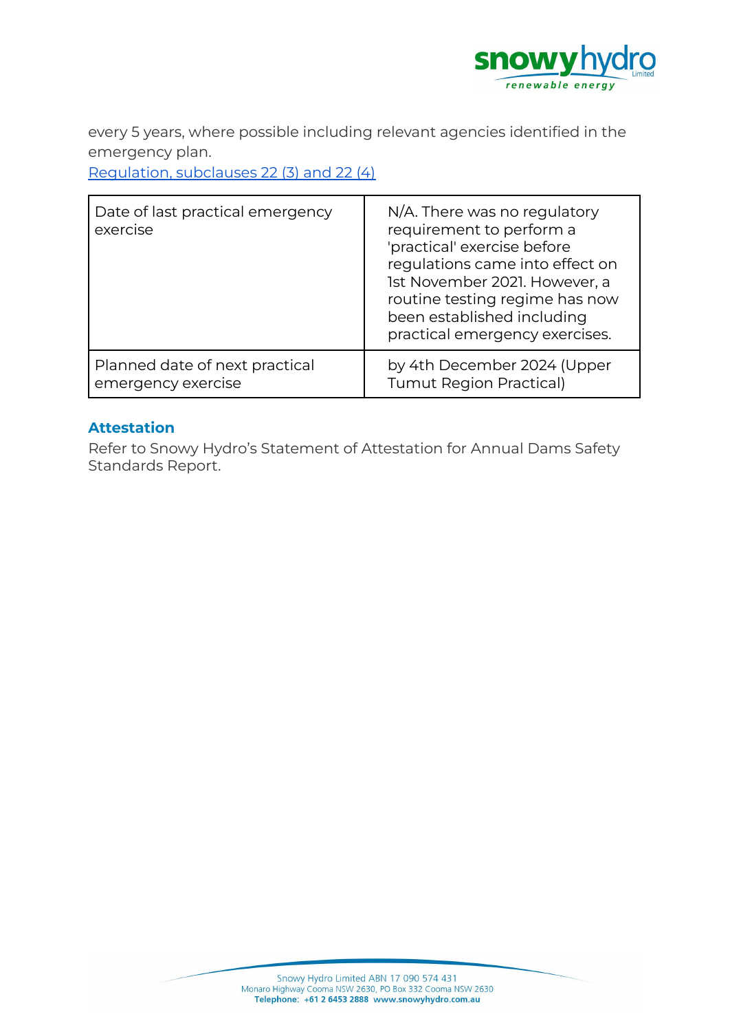every 5 years, where possible including relevant agencies identified in the emergency plan.
[Regulation, subclauses 22 (3) and 22 (4)]

| | |
|---|---|
| Date of last practical emergency exercise | N/A. There was no regulatory requirement to perform a 'practical' exercise before regulations came into effect on 1st November 2021. However, a routine testing regime has now been established including practical emergency exercises. |
| Planned date of next practical emergency exercise | by 4th December 2024 (Upper Tumut Region Practical) |

## Attestation

Refer to Snowy Hydro's Statement of Attestation for Annual Dams Safety Standards Report.